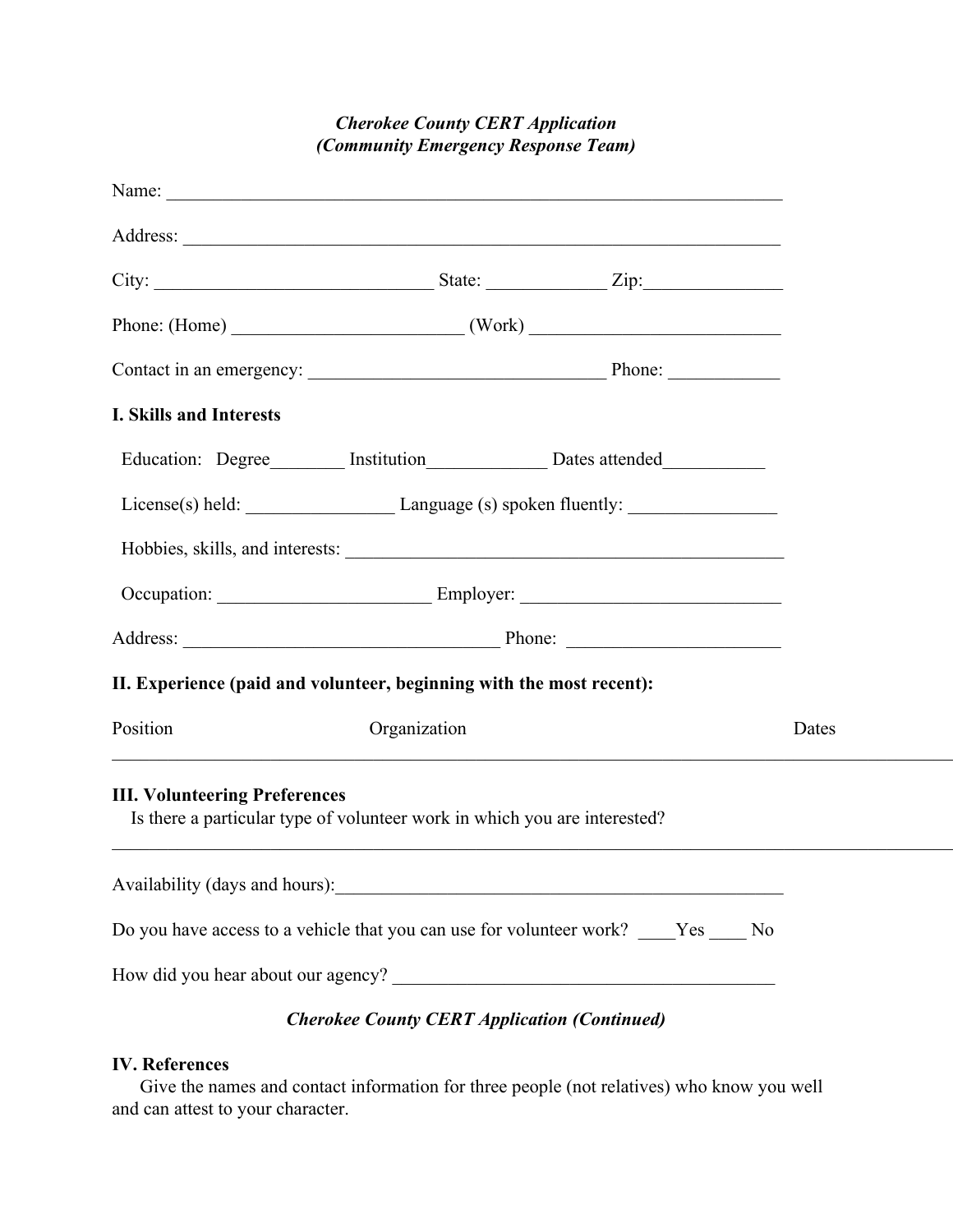***Cherokee County CERT Application***
***(Community Emergency Response Team)***

Name: ______________________________________________________________________

Address: ____________________________________________________________________

City: _______________________________ State: _____________ Zip:_______________

Phone: (Home) _________________________ (Work) ___________________________

Contact in an emergency: ________________________________ Phone: ____________

**I. Skills and Interests**

Education: Degree________ Institution_____________ Dates attended___________

License(s) held: ________________ Language (s) spoken fluently: ________________

Hobbies, skills, and interests: ________________________________________________

Occupation: _______________________ Employer: ____________________________

Address: ___________________________________ Phone: _______________________

**II. Experience (paid and volunteer, beginning with the most recent):**

| Position | Organization | Dates |
|---|---|---|
| | | |

**III. Volunteering Preferences**

Is there a particular type of volunteer work in which you are interested?

______________________________________________________________________________

Availability (days and hours):__________________________________________________

Do you have access to a vehicle that you can use for volunteer work? ____Yes ____ No

How did you hear about our agency? ___________________________________________

***Cherokee County CERT Application (Continued)***

**IV. References**

Give the names and contact information for three people (not relatives) who know you well and can attest to your character.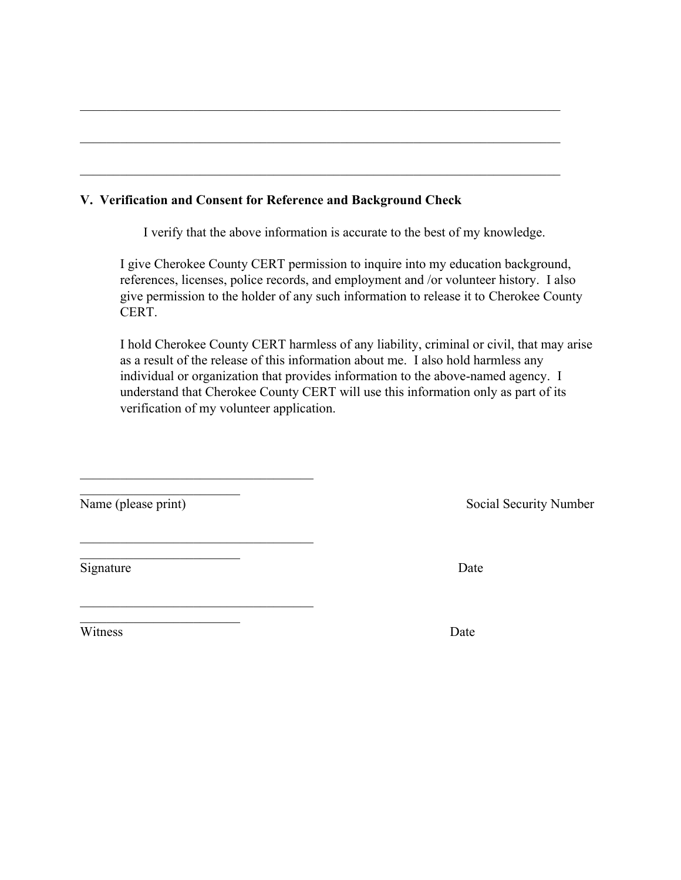\_\_\_\_\_\_\_\_\_\_\_\_\_\_\_\_\_\_\_\_\_\_\_\_\_\_\_\_\_\_\_\_\_\_\_\_\_\_\_\_\_\_\_\_\_\_\_\_\_\_\_\_\_\_\_\_\_\_\_\_\_\_\_\_\_\_\_\_\_\_\_\_\_\_

\_\_\_\_\_\_\_\_\_\_\_\_\_\_\_\_\_\_\_\_\_\_\_\_\_\_\_\_\_\_\_\_\_\_\_\_\_\_\_\_\_\_\_\_\_\_\_\_\_\_\_\_\_\_\_\_\_\_\_\_\_\_\_\_\_\_\_\_\_\_\_\_\_\_

\_\_\_\_\_\_\_\_\_\_\_\_\_\_\_\_\_\_\_\_\_\_\_\_\_\_\_\_\_\_\_\_\_\_\_\_\_\_\_\_\_\_\_\_\_\_\_\_\_\_\_\_\_\_\_\_\_\_\_\_\_\_\_\_\_\_\_\_\_\_\_\_\_\_

**V. Verification and Consent for Reference and Background Check**

I verify that the above information is accurate to the best of my knowledge.

I give Cherokee County CERT permission to inquire into my education background, references, licenses, police records, and employment and /or volunteer history. I also give permission to the holder of any such information to release it to Cherokee County CERT.

I hold Cherokee County CERT harmless of any liability, criminal or civil, that may arise as a result of the release of this information about me. I also hold harmless any individual or organization that provides information to the above-named agency. I understand that Cherokee County CERT will use this information only as part of its verification of my volunteer application.

\_\_\_\_\_\_\_\_\_\_\_\_\_\_\_\_\_\_\_\_\_\_\_\_\_\_\_\_\_\_\_\_\_\_\_\_ \_\_\_\_\_\_\_\_\_\_\_\_\_\_\_\_\_\_\_\_\_\_\_\_\_

Name (please print) Social Security Number

\_\_\_\_\_\_\_\_\_\_\_\_\_\_\_\_\_\_\_\_\_\_\_\_\_\_\_\_\_\_\_\_\_\_\_\_ \_\_\_\_\_\_\_\_\_\_\_\_\_\_\_\_\_\_\_\_\_\_\_\_\_

Signature Date

\_\_\_\_\_\_\_\_\_\_\_\_\_\_\_\_\_\_\_\_\_\_\_\_\_\_\_\_\_\_\_\_\_\_\_\_ \_\_\_\_\_\_\_\_\_\_\_\_\_\_\_\_\_\_\_\_\_\_\_\_\_

Witness Date